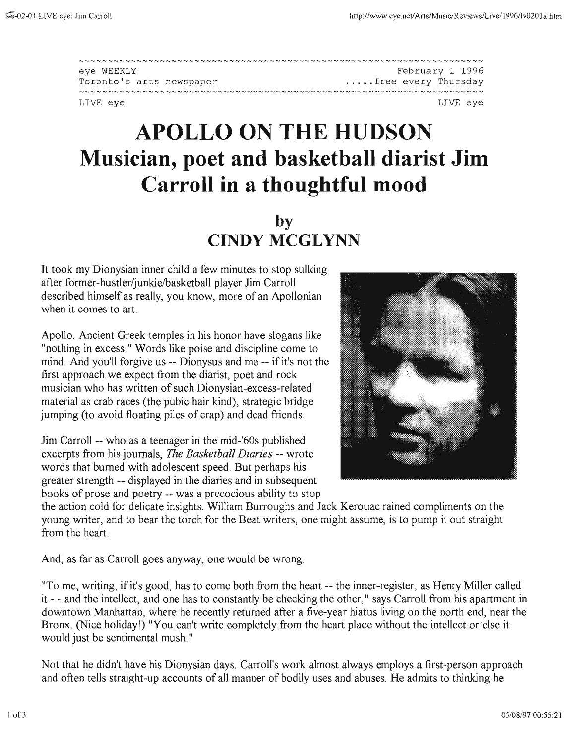eye WEEKLY — February 1 1996

Toronto's arts newspaper — .....free every Thursday

LIVE eye

# APOLLO ON THE HUDSON

## Musician, poet and basketball diarist Jim Carroll in a thoughtful mood

### by CINDY MCGLYNN

It took my Dionysian inner child a few minutes to stop sulking after former-hustler/junkie/basketball player Jim Carroll described himself as really, you know, more of an Apollonian when it comes to art.

Apollo. Ancient Greek temples in his honor have slogans like "nothing in excess." Words like poise and discipline come to mind. And you'll forgive us -- Dionysus and me -- if it's not the first approach we expect from the diarist, poet and rock musician who has written of such Dionysian-excess-related material as crab races (the pubic hair kind), strategic bridge jumping (to avoid floating piles of crap) and dead friends.

Jim Carroll -- who as a teenager in the mid-'60s published excerpts from his journals, *The Basketball Diaries* -- wrote words that burned with adolescent speed. But perhaps his greater strength -- displayed in the diaries and in subsequent books of prose and poetry -- was a precocious ability to stop the action cold for delicate insights. William Burroughs and Jack Kerouac rained compliments on the young writer, and to bear the torch for the Beat writers, one might assume, is to pump it out straight from the heart.

And, as far as Carroll goes anyway, one would be wrong.

"To me, writing, if it's good, has to come both from the heart -- the inner-register, as Henry Miller called it - - and the intellect, and one has to constantly be checking the other," says Carroll from his apartment in downtown Manhattan, where he recently returned after a five-year hiatus living on the north end, near the Bronx. (Nice holiday!) "You can't write completely from the heart place without the intellect or else it would just be sentimental mush."

Not that he didn't have his Dionysian days. Carroll's work almost always employs a first-person approach and often tells straight-up accounts of all manner of bodily uses and abuses. He admits to thinking he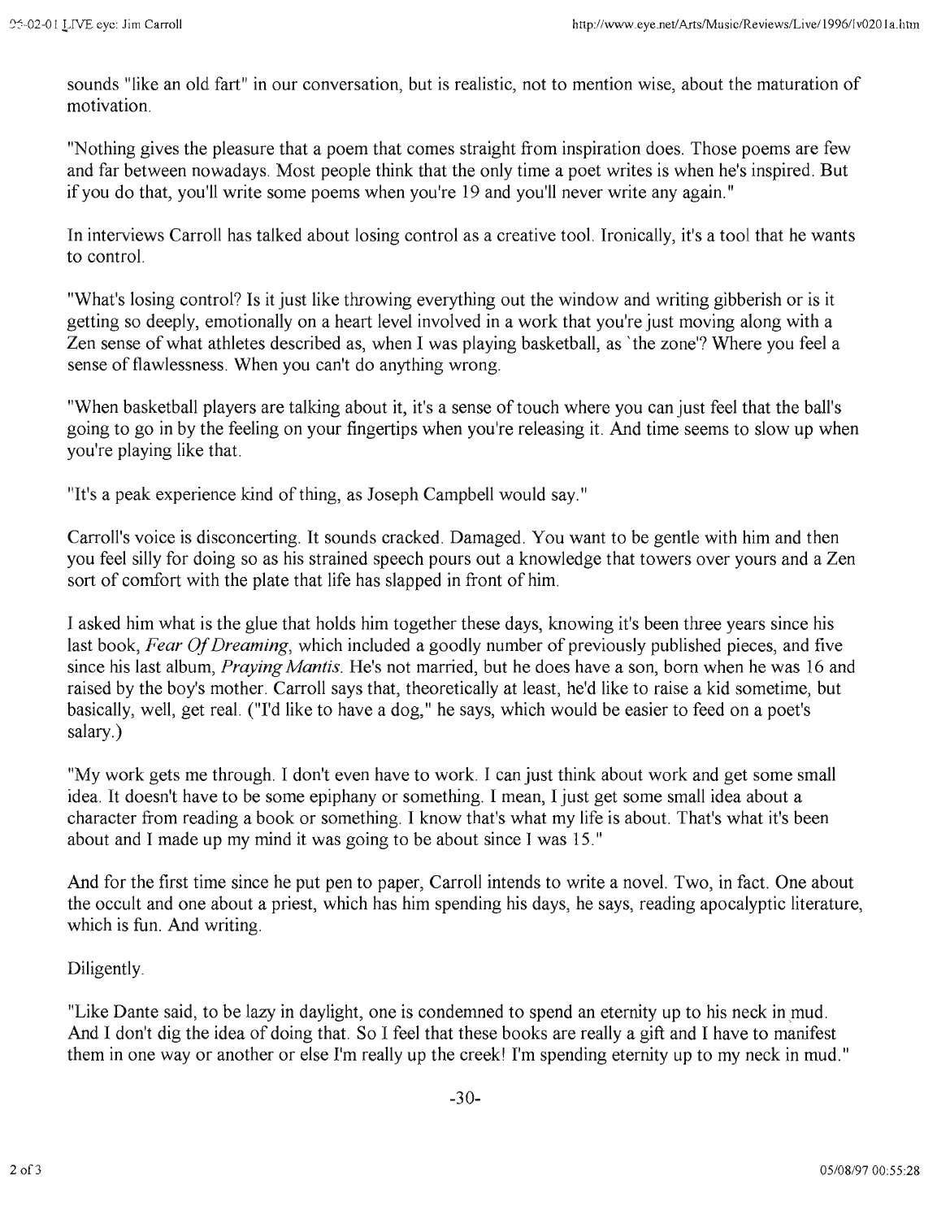sounds "like an old fart" in our conversation, but is realistic, not to mention wise, about the maturation of motivation.

"Nothing gives the pleasure that a poem that comes straight from inspiration does. Those poems are few and far between nowadays. Most people think that the only time a poet writes is when he's inspired. But if you do that, you'll write some poems when you're 19 and you'll never write any again."

In interviews Carroll has talked about losing control as a creative tool. Ironically, it's a tool that he wants to control.

"What's losing control? Is it just like throwing everything out the window and writing gibberish or is it getting so deeply, emotionally on a heart level involved in a work that you're just moving along with a Zen sense of what athletes described as, when I was playing basketball, as `the zone'? Where you feel a sense of flawlessness. When you can't do anything wrong.

"When basketball players are talking about it, it's a sense of touch where you can just feel that the ball's going to go in by the feeling on your fingertips when you're releasing it. And time seems to slow up when you're playing like that.

"It's a peak experience kind of thing, as Joseph Campbell would say."

Carroll's voice is disconcerting. It sounds cracked. Damaged. You want to be gentle with him and then you feel silly for doing so as his strained speech pours out a knowledge that towers over yours and a Zen sort of comfort with the plate that life has slapped in front of him.

I asked him what is the glue that holds him together these days, knowing it's been three years since his last book, *Fear Of Dreaming*, which included a goodly number of previously published pieces, and five since his last album, *Praying Mantis*. He's not married, but he does have a son, born when he was 16 and raised by the boy's mother. Carroll says that, theoretically at least, he'd like to raise a kid sometime, but basically, well, get real. ("I'd like to have a dog," he says, which would be easier to feed on a poet's salary.)

"My work gets me through. I don't even have to work. I can just think about work and get some small idea. It doesn't have to be some epiphany or something. I mean, I just get some small idea about a character from reading a book or something. I know that's what my life is about. That's what it's been about and I made up my mind it was going to be about since I was 15."

And for the first time since he put pen to paper, Carroll intends to write a novel. Two, in fact. One about the occult and one about a priest, which has him spending his days, he says, reading apocalyptic literature, which is fun. And writing.

Diligently.

"Like Dante said, to be lazy in daylight, one is condemned to spend an eternity up to his neck in mud. And I don't dig the idea of doing that. So I feel that these books are really a gift and I have to manifest them in one way or another or else I'm really up the creek! I'm spending eternity up to my neck in mud."

-30-